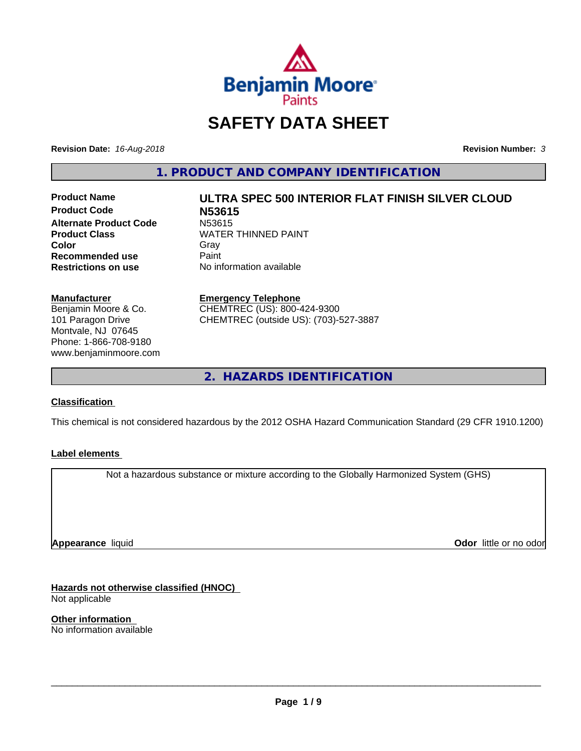# SAFETY DATA SHEET

**Revision Date:** *16-Aug-2018*

**Revision Number:** *3*

## 1. PRODUCT AND COMPANY IDENTIFICATION

| | |
|---|---|
| **Product Name** | **ULTRA SPEC 500 INTERIOR FLAT FINISH SILVER CLOUD** |
| **Product Code** | **N53615** |
| **Alternate Product Code** | N53615 |
| **Product Class** | WATER THINNED PAINT |
| **Color** | Gray |
| **Recommended use** | Paint |
| **Restrictions on use** | No information available |

**Manufacturer**
Benjamin Moore & Co.
101 Paragon Drive
Montvale, NJ 07645
Phone: 1-866-708-9180
www.benjaminmoore.com

**Emergency Telephone**
CHEMTREC (US): 800-424-9300
CHEMTREC (outside US): (703)-527-3887

## 2. HAZARDS IDENTIFICATION

**Classification**

This chemical is not considered hazardous by the 2012 OSHA Hazard Communication Standard (29 CFR 1910.1200)

**Label elements**

Not a hazardous substance or mixture according to the Globally Harmonized System (GHS)

**Appearance** liquid

**Odor** little or no odor

**Hazards not otherwise classified (HNOC)**
Not applicable

**Other information**
No information available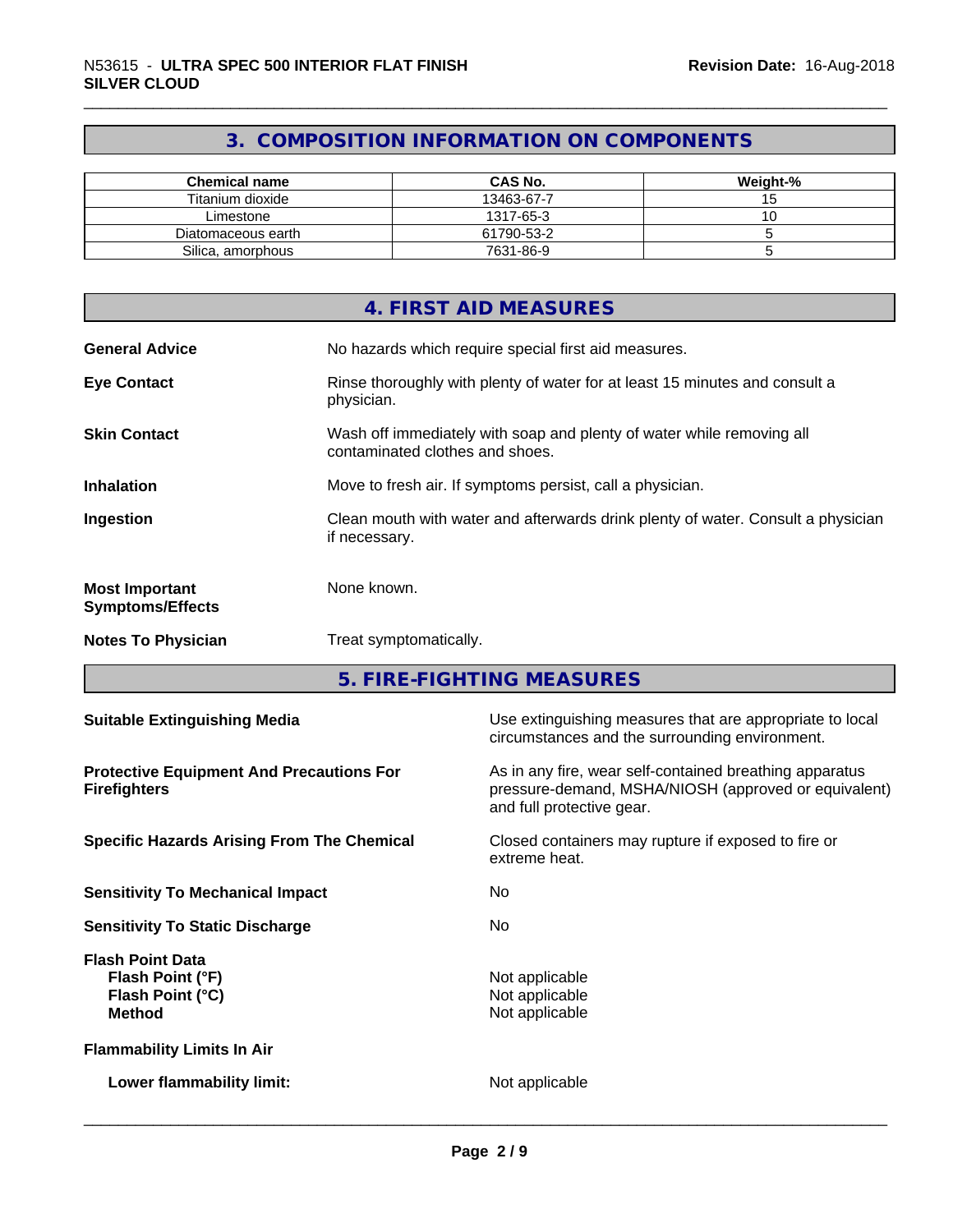## 3. COMPOSITION INFORMATION ON COMPONENTS

| Chemical name | CAS No. | Weight-% |
|---|---|---|
| Titanium dioxide | 13463-67-7 | 15 |
| Limestone | 1317-65-3 | 10 |
| Diatomaceous earth | 61790-53-2 | 5 |
| Silica, amorphous | 7631-86-9 | 5 |

## 4. FIRST AID MEASURES

**General Advice**
No hazards which require special first aid measures.

**Eye Contact**
Rinse thoroughly with plenty of water for at least 15 minutes and consult a physician.

**Skin Contact**
Wash off immediately with soap and plenty of water while removing all contaminated clothes and shoes.

**Inhalation**
Move to fresh air. If symptoms persist, call a physician.

**Ingestion**
Clean mouth with water and afterwards drink plenty of water. Consult a physician if necessary.

**Most Important Symptoms/Effects**
None known.

**Notes To Physician**
Treat symptomatically.

## 5. FIRE-FIGHTING MEASURES

**Suitable Extinguishing Media**
Use extinguishing measures that are appropriate to local circumstances and the surrounding environment.

**Protective Equipment And Precautions For Firefighters**
As in any fire, wear self-contained breathing apparatus pressure-demand, MSHA/NIOSH (approved or equivalent) and full protective gear.

**Specific Hazards Arising From The Chemical**
Closed containers may rupture if exposed to fire or extreme heat.

**Sensitivity To Mechanical Impact**
No

**Sensitivity To Static Discharge**
No

**Flash Point Data**

**Flash Point (°F)**: Not applicable
**Flash Point (°C)**: Not applicable
**Method**: Not applicable

**Flammability Limits In Air**

**Lower flammability limit:** Not applicable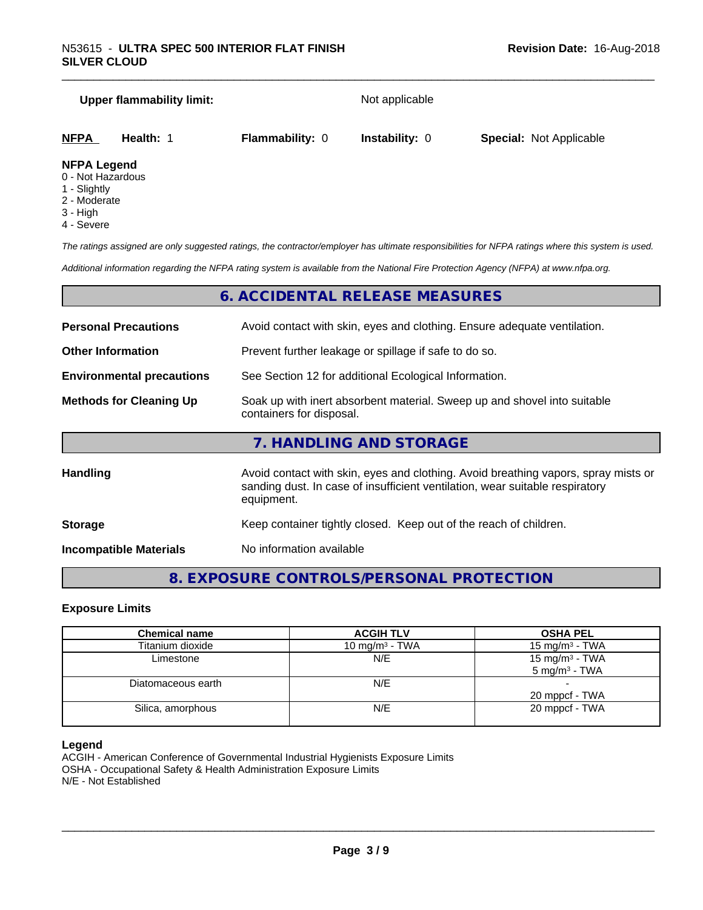**Upper flammability limit:** Not applicable

| **NFPA** | **Health:** 1 | **Flammability:** 0 | **Instability:** 0 | **Special:** Not Applicable |
|---|---|---|---|---|

**NFPA Legend**
0 - Not Hazardous
1 - Slightly
2 - Moderate
3 - High
4 - Severe

*The ratings assigned are only suggested ratings, the contractor/employer has ultimate responsibilities for NFPA ratings where this system is used.*

*Additional information regarding the NFPA rating system is available from the National Fire Protection Agency (NFPA) at www.nfpa.org.*

## 6. ACCIDENTAL RELEASE MEASURES

**Personal Precautions** Avoid contact with skin, eyes and clothing. Ensure adequate ventilation.

**Other Information** Prevent further leakage or spillage if safe to do so.

**Environmental precautions** See Section 12 for additional Ecological Information.

**Methods for Cleaning Up** Soak up with inert absorbent material. Sweep up and shovel into suitable containers for disposal.

## 7. HANDLING AND STORAGE

**Handling** Avoid contact with skin, eyes and clothing. Avoid breathing vapors, spray mists or sanding dust. In case of insufficient ventilation, wear suitable respiratory equipment.

**Storage** Keep container tightly closed. Keep out of the reach of children.

**Incompatible Materials** No information available

## 8. EXPOSURE CONTROLS/PERSONAL PROTECTION

### Exposure Limits

| Chemical name | ACGIH TLV | OSHA PEL |
|---|---|---|
| Titanium dioxide | 10 mg/m³ - TWA | 15 mg/m³ - TWA |
| Limestone | N/E | 15 mg/m³ - TWA<br>5 mg/m³ - TWA |
| Diatomaceous earth | N/E | -<br>20 mppcf - TWA |
| Silica, amorphous | N/E | 20 mppcf - TWA |

**Legend**
ACGIH - American Conference of Governmental Industrial Hygienists Exposure Limits
OSHA - Occupational Safety & Health Administration Exposure Limits
N/E - Not Established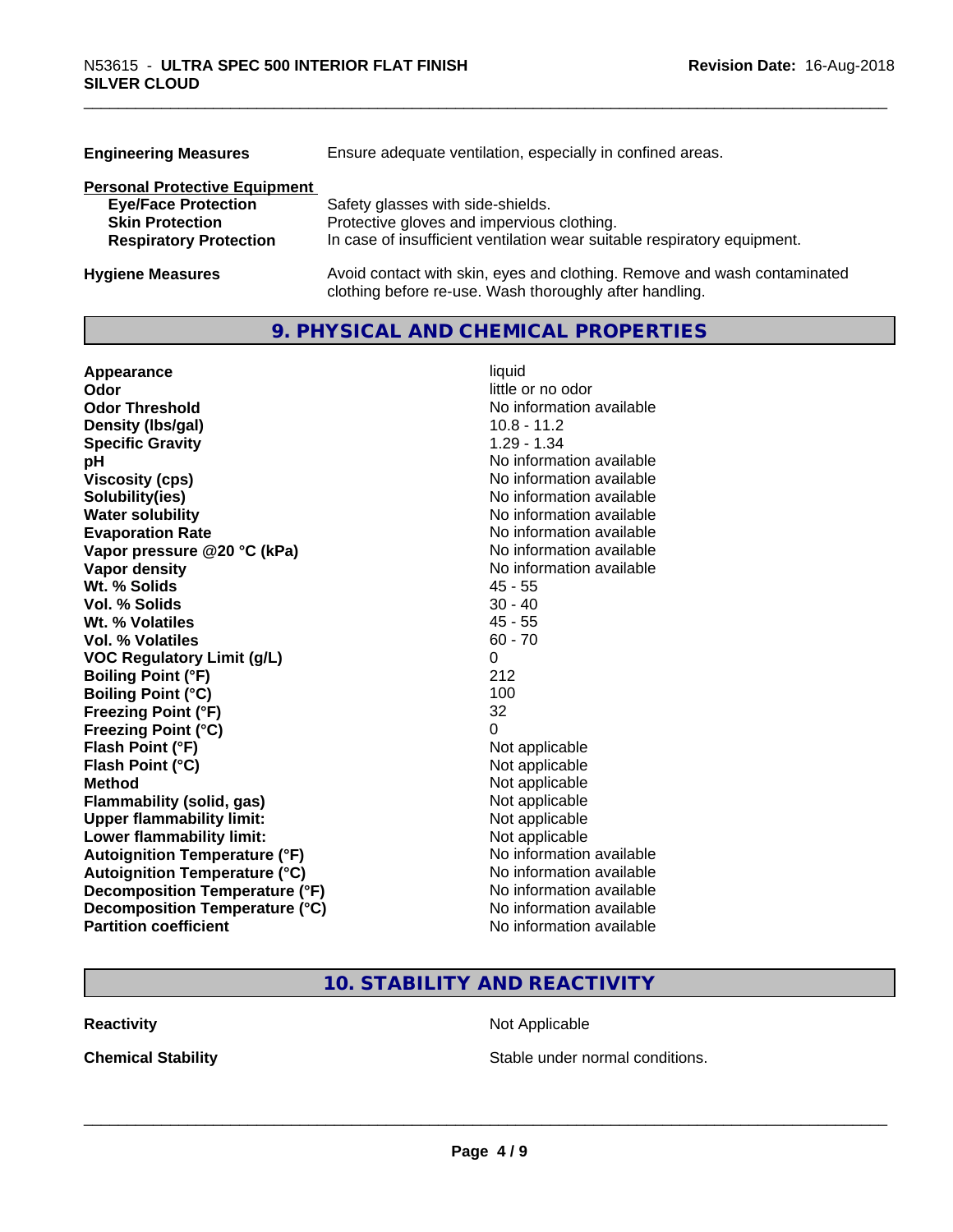| | |
|---|---|
| **Engineering Measures** | Ensure adequate ventilation, especially in confined areas. |

**Personal Protective Equipment**

| | |
|---|---|
| **Eye/Face Protection** | Safety glasses with side-shields. |
| **Skin Protection** | Protective gloves and impervious clothing. |
| **Respiratory Protection** | In case of insufficient ventilation wear suitable respiratory equipment. |
| **Hygiene Measures** | Avoid contact with skin, eyes and clothing. Remove and wash contaminated clothing before re-use. Wash thoroughly after handling. |

## 9. PHYSICAL AND CHEMICAL PROPERTIES

| | |
|---|---|
| **Appearance** | liquid |
| **Odor** | little or no odor |
| **Odor Threshold** | No information available |
| **Density (lbs/gal)** | 10.8 - 11.2 |
| **Specific Gravity** | 1.29 - 1.34 |
| **pH** | No information available |
| **Viscosity (cps)** | No information available |
| **Solubility(ies)** | No information available |
| **Water solubility** | No information available |
| **Evaporation Rate** | No information available |
| **Vapor pressure @20 °C (kPa)** | No information available |
| **Vapor density** | No information available |
| **Wt. % Solids** | 45 - 55 |
| **Vol. % Solids** | 30 - 40 |
| **Wt. % Volatiles** | 45 - 55 |
| **Vol. % Volatiles** | 60 - 70 |
| **VOC Regulatory Limit (g/L)** | 0 |
| **Boiling Point (°F)** | 212 |
| **Boiling Point (°C)** | 100 |
| **Freezing Point (°F)** | 32 |
| **Freezing Point (°C)** | 0 |
| **Flash Point (°F)** | Not applicable |
| **Flash Point (°C)** | Not applicable |
| **Method** | Not applicable |
| **Flammability (solid, gas)** | Not applicable |
| **Upper flammability limit:** | Not applicable |
| **Lower flammability limit:** | Not applicable |
| **Autoignition Temperature (°F)** | No information available |
| **Autoignition Temperature (°C)** | No information available |
| **Decomposition Temperature (°F)** | No information available |
| **Decomposition Temperature (°C)** | No information available |
| **Partition coefficient** | No information available |

## 10. STABILITY AND REACTIVITY

| | |
|---|---|
| **Reactivity** | Not Applicable |
| **Chemical Stability** | Stable under normal conditions. |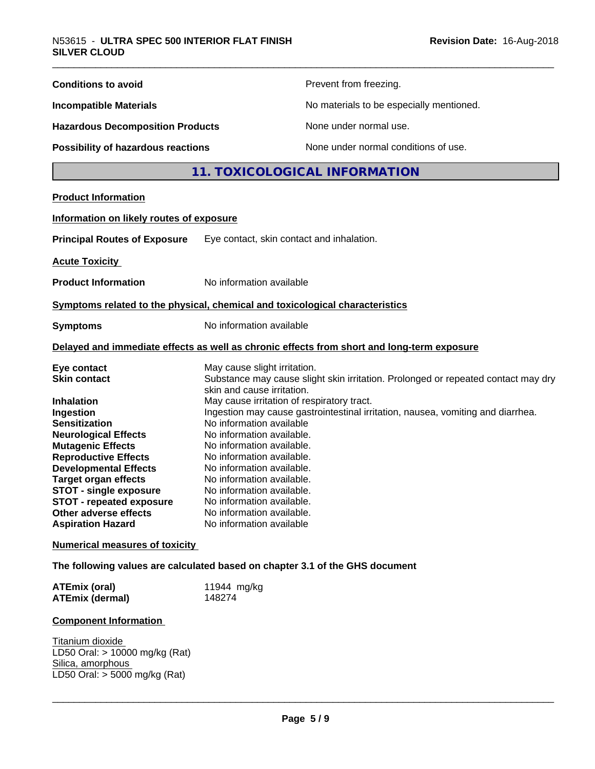| | |
|---|---|
| **Conditions to avoid** | Prevent from freezing. |
| **Incompatible Materials** | No materials to be especially mentioned. |
| **Hazardous Decomposition Products** | None under normal use. |
| **Possibility of hazardous reactions** | None under normal conditions of use. |

## 11. TOXICOLOGICAL INFORMATION

**Product Information**

**Information on likely routes of exposure**

**Principal Routes of Exposure** Eye contact, skin contact and inhalation.

**Acute Toxicity**

**Product Information** No information available

**Symptoms related to the physical, chemical and toxicological characteristics**

**Symptoms** No information available

**Delayed and immediate effects as well as chronic effects from short and long-term exposure**

| | |
|---|---|
| **Eye contact** | May cause slight irritation. |
| **Skin contact** | Substance may cause slight skin irritation. Prolonged or repeated contact may dry skin and cause irritation. |
| **Inhalation** | May cause irritation of respiratory tract. |
| **Ingestion** | Ingestion may cause gastrointestinal irritation, nausea, vomiting and diarrhea. |
| **Sensitization** | No information available |
| **Neurological Effects** | No information available. |
| **Mutagenic Effects** | No information available. |
| **Reproductive Effects** | No information available. |
| **Developmental Effects** | No information available. |
| **Target organ effects** | No information available. |
| **STOT - single exposure** | No information available. |
| **STOT - repeated exposure** | No information available. |
| **Other adverse effects** | No information available. |
| **Aspiration Hazard** | No information available |

**Numerical measures of toxicity**

**The following values are calculated based on chapter 3.1 of the GHS document**

| | |
|---|---|
| **ATEmix (oral)** | 11944 mg/kg |
| **ATEmix (dermal)** | 148274 |

**Component Information**

Titanium dioxide
LD50 Oral: > 10000 mg/kg (Rat)
Silica, amorphous
LD50 Oral: > 5000 mg/kg (Rat)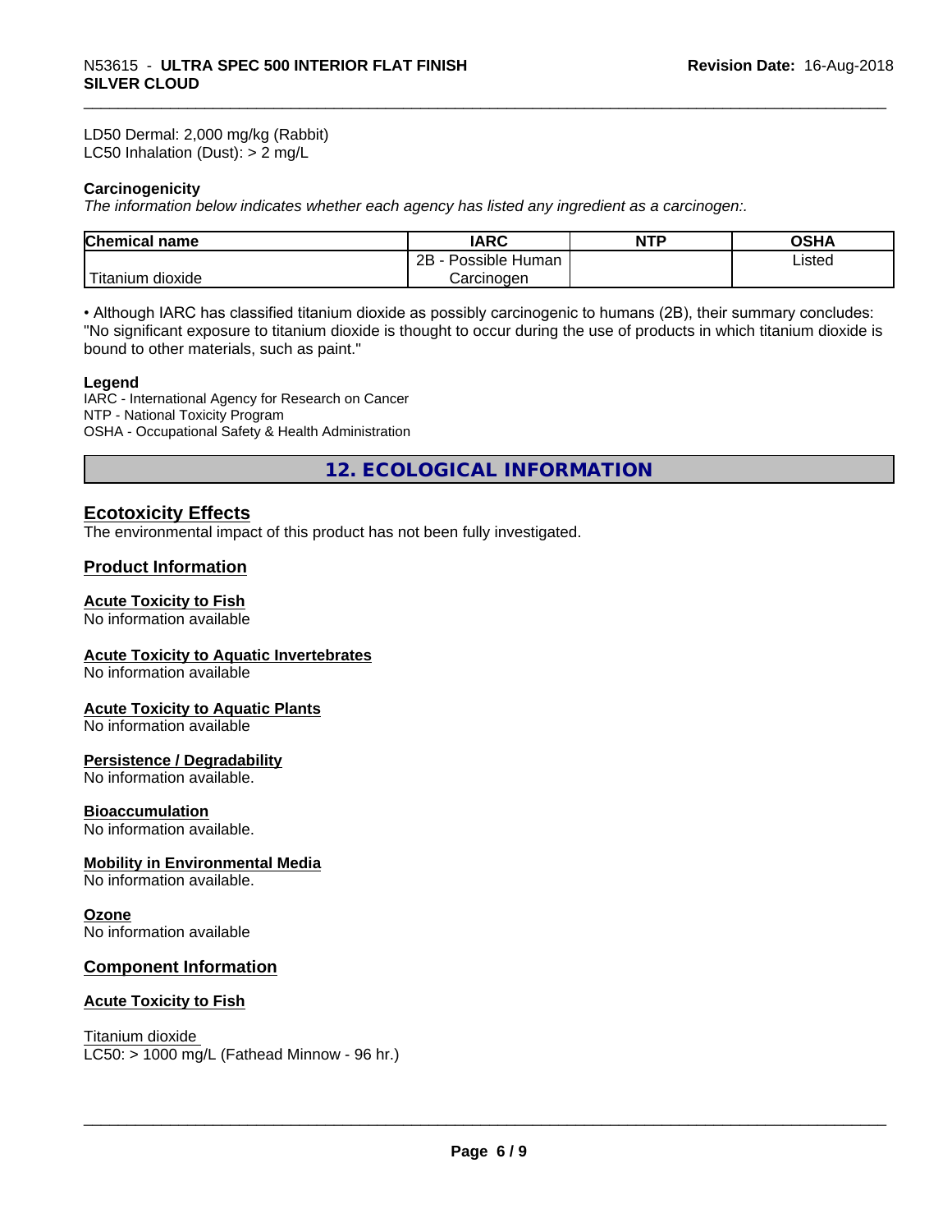LD50 Dermal: 2,000 mg/kg (Rabbit)
LC50 Inhalation (Dust): > 2 mg/L

**Carcinogenicity**

*The information below indicates whether each agency has listed any ingredient as a carcinogen:.*

| Chemical name | IARC | NTP | OSHA |
| --- | --- | --- | --- |
| Titanium dioxide | 2B - Possible Human Carcinogen | | Listed |

• Although IARC has classified titanium dioxide as possibly carcinogenic to humans (2B), their summary concludes: "No significant exposure to titanium dioxide is thought to occur during the use of products in which titanium dioxide is bound to other materials, such as paint."

**Legend**

IARC - International Agency for Research on Cancer
NTP - National Toxicity Program
OSHA - Occupational Safety & Health Administration

# 12. ECOLOGICAL INFORMATION

## Ecotoxicity Effects

The environmental impact of this product has not been fully investigated.

## Product Information

### Acute Toxicity to Fish

No information available

### Acute Toxicity to Aquatic Invertebrates

No information available

### Acute Toxicity to Aquatic Plants

No information available

### Persistence / Degradability

No information available.

### Bioaccumulation

No information available.

### Mobility in Environmental Media

No information available.

### Ozone

No information available

## Component Information

### Acute Toxicity to Fish

Titanium dioxide
LC50: > 1000 mg/L (Fathead Minnow - 96 hr.)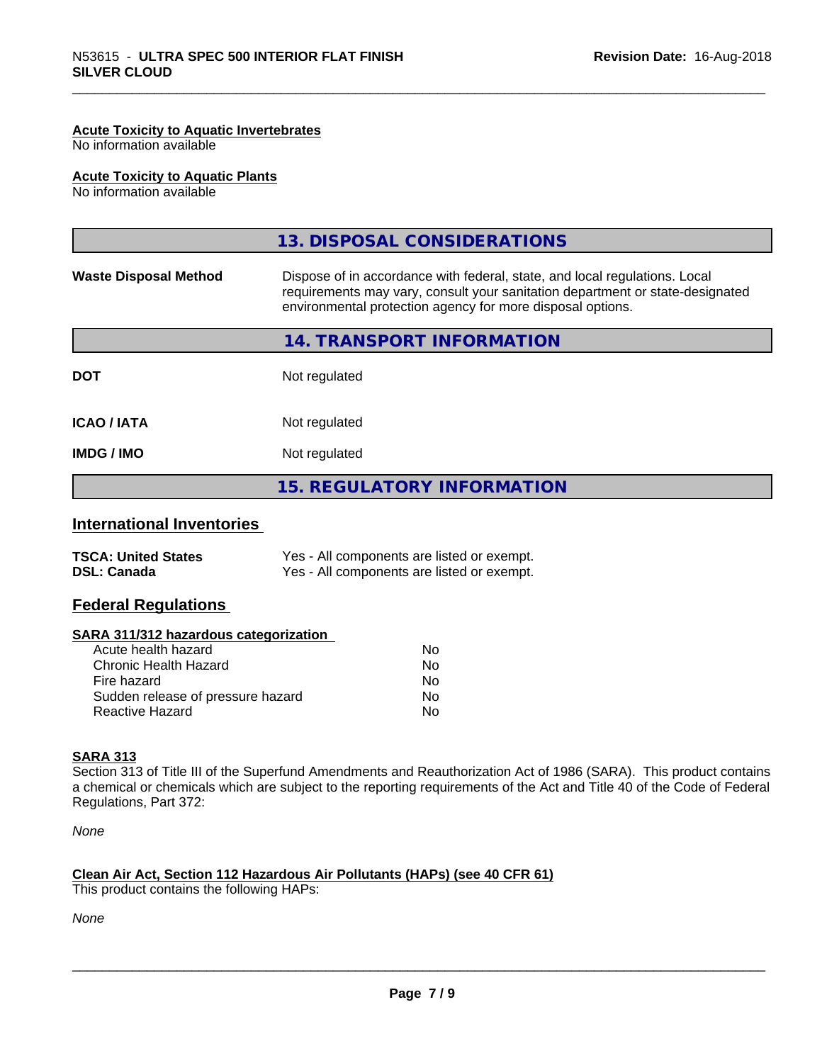**Acute Toxicity to Aquatic Invertebrates**
No information available

**Acute Toxicity to Aquatic Plants**
No information available

## 13. DISPOSAL CONSIDERATIONS

| | |
|---|---|
| **Waste Disposal Method** | Dispose of in accordance with federal, state, and local regulations. Local requirements may vary, consult your sanitation department or state-designated environmental protection agency for more disposal options. |

## 14. TRANSPORT INFORMATION

| | |
|---|---|
| **DOT** | Not regulated |
| **ICAO / IATA** | Not regulated |
| **IMDG / IMO** | Not regulated |

## 15. REGULATORY INFORMATION

### International Inventories

| | |
|---|---|
| **TSCA: United States** | Yes - All components are listed or exempt. |
| **DSL: Canada** | Yes - All components are listed or exempt. |

### Federal Regulations

**SARA 311/312 hazardous categorization**

| | |
|---|---|
| Acute health hazard | No |
| Chronic Health Hazard | No |
| Fire hazard | No |
| Sudden release of pressure hazard | No |
| Reactive Hazard | No |

**SARA 313**
Section 313 of Title III of the Superfund Amendments and Reauthorization Act of 1986 (SARA). This product contains a chemical or chemicals which are subject to the reporting requirements of the Act and Title 40 of the Code of Federal Regulations, Part 372:

*None*

**Clean Air Act, Section 112 Hazardous Air Pollutants (HAPs) (see 40 CFR 61)**
This product contains the following HAPs:

*None*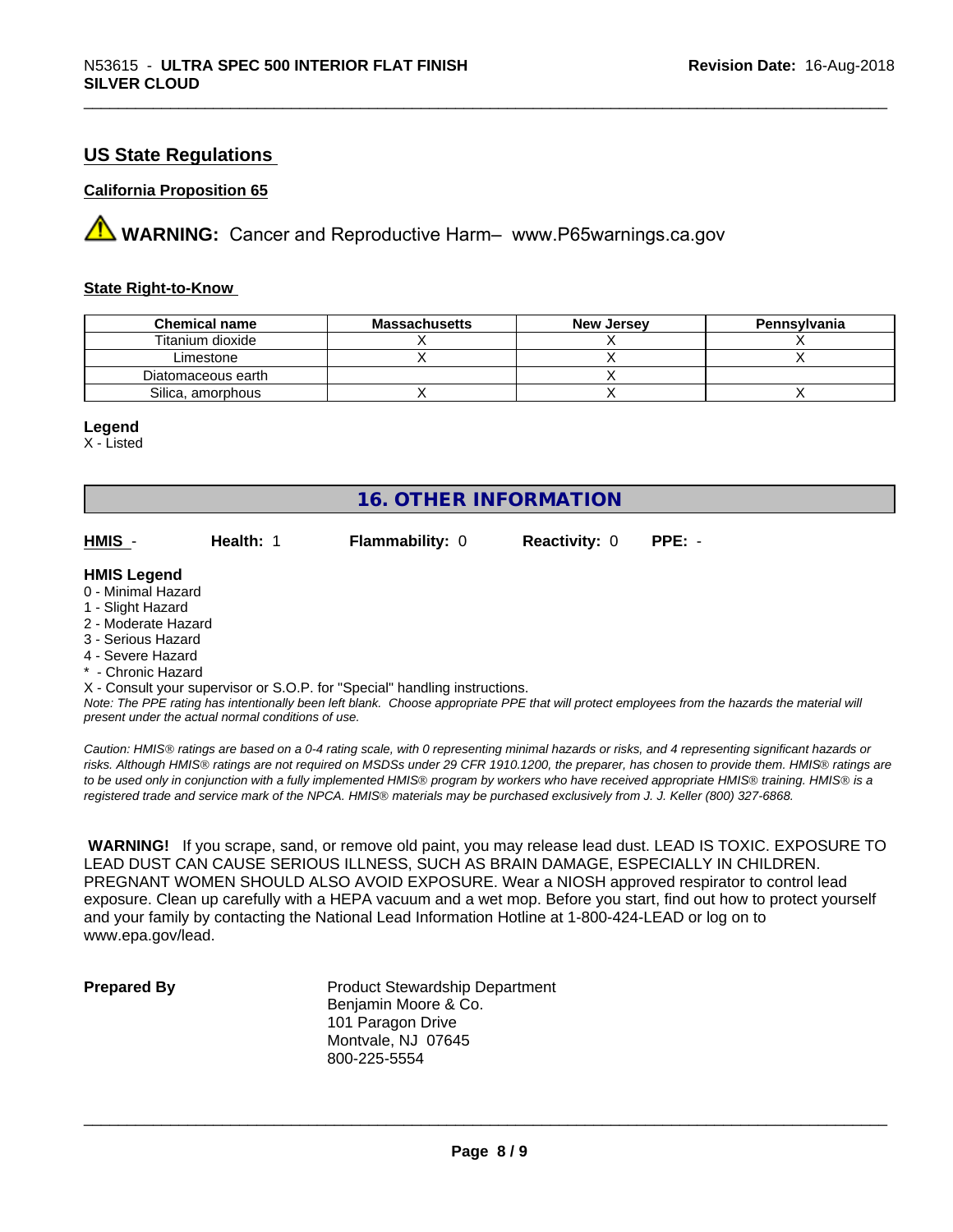## US State Regulations

### California Proposition 65

⚠ **WARNING:** Cancer and Reproductive Harm– www.P65warnings.ca.gov

### State Right-to-Know

| Chemical name | Massachusetts | New Jersey | Pennsylvania |
|---|---|---|---|
| Titanium dioxide | X | X | X |
| Limestone | X | X | X |
| Diatomaceous earth | | X | |
| Silica, amorphous | X | X | X |

**Legend**
X - Listed

## 16. OTHER INFORMATION

**HMIS** - **Health:** 1 **Flammability:** 0 **Reactivity:** 0 **PPE:** -

**HMIS Legend**
0 - Minimal Hazard
1 - Slight Hazard
2 - Moderate Hazard
3 - Serious Hazard
4 - Severe Hazard
* - Chronic Hazard
X - Consult your supervisor or S.O.P. for "Special" handling instructions.
*Note: The PPE rating has intentionally been left blank. Choose appropriate PPE that will protect employees from the hazards the material will present under the actual normal conditions of use.*

*Caution: HMIS® ratings are based on a 0-4 rating scale, with 0 representing minimal hazards or risks, and 4 representing significant hazards or risks. Although HMIS® ratings are not required on MSDSs under 29 CFR 1910.1200, the preparer, has chosen to provide them. HMIS® ratings are to be used only in conjunction with a fully implemented HMIS® program by workers who have received appropriate HMIS® training. HMIS® is a registered trade and service mark of the NPCA. HMIS® materials may be purchased exclusively from J. J. Keller (800) 327-6868.*

**WARNING!** If you scrape, sand, or remove old paint, you may release lead dust. LEAD IS TOXIC. EXPOSURE TO LEAD DUST CAN CAUSE SERIOUS ILLNESS, SUCH AS BRAIN DAMAGE, ESPECIALLY IN CHILDREN. PREGNANT WOMEN SHOULD ALSO AVOID EXPOSURE. Wear a NIOSH approved respirator to control lead exposure. Clean up carefully with a HEPA vacuum and a wet mop. Before you start, find out how to protect yourself and your family by contacting the National Lead Information Hotline at 1-800-424-LEAD or log on to www.epa.gov/lead.

**Prepared By**
Product Stewardship Department
Benjamin Moore & Co.
101 Paragon Drive
Montvale, NJ 07645
800-225-5554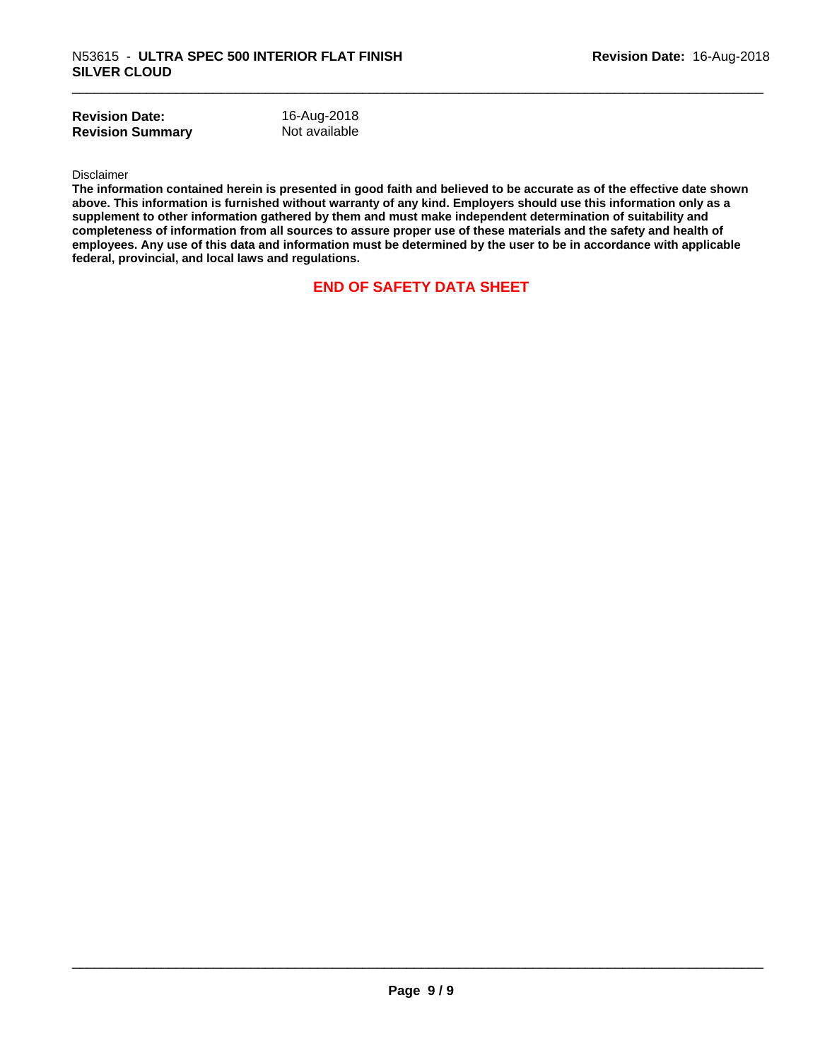| | |
|---|---|
| **Revision Date:** | 16-Aug-2018 |
| **Revision Summary** | Not available |

Disclaimer

**The information contained herein is presented in good faith and believed to be accurate as of the effective date shown above. This information is furnished without warranty of any kind. Employers should use this information only as a supplement to other information gathered by them and must make independent determination of suitability and completeness of information from all sources to assure proper use of these materials and the safety and health of employees. Any use of this data and information must be determined by the user to be in accordance with applicable federal, provincial, and local laws and regulations.**

**END OF SAFETY DATA SHEET**